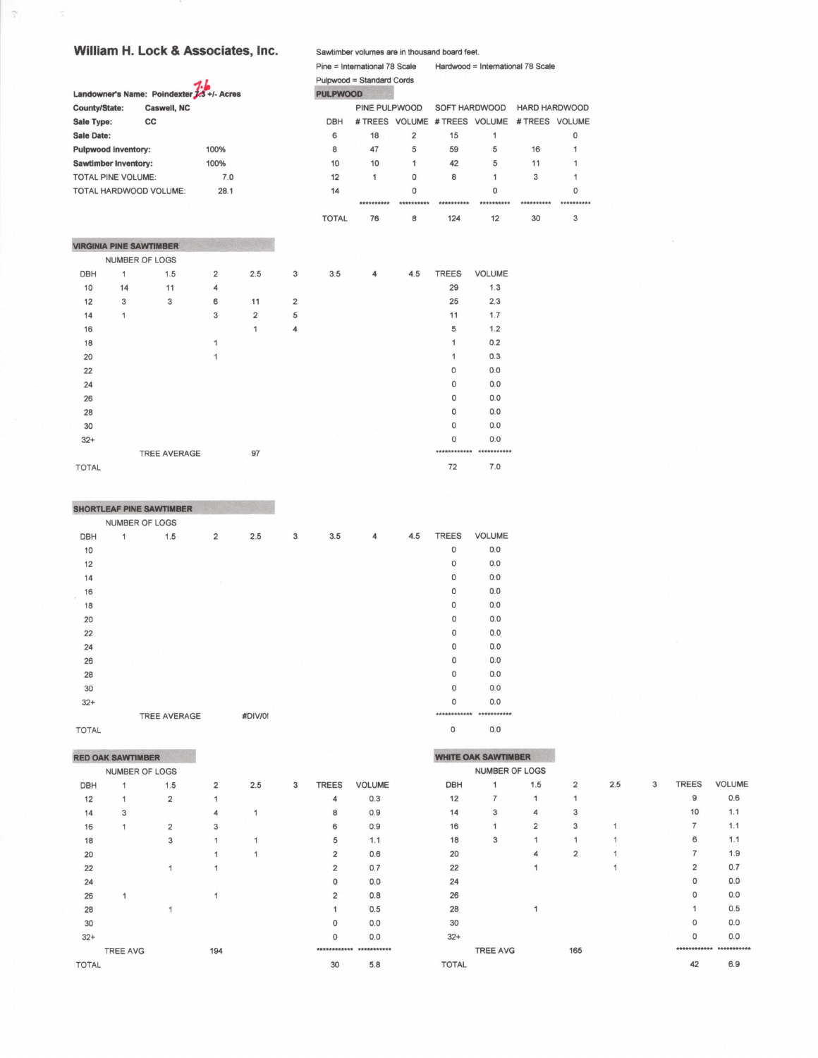## William H. Lock & Associates, Inc.

Sawtimber volumes are in thousand board feet.

Pine = International 78 Scale    Hardwood = International 78 Scale

Pulpwood = Standard Cords

| | | |
|---|---|---|
| **Landowner's Name:** | **Poindexter ~~7.5~~ 7.6 +/- Acres** | |
| **County/State:** | **Caswell, NC** | |
| **Sale Type:** | **CC** | |
| **Sale Date:** | | |
| **Pulpwood Inventory:** | | 100% |
| **Sawtimber Inventory:** | | 100% |
| TOTAL PINE VOLUME: | | 7.0 |
| TOTAL HARDWOOD VOLUME: | | 28.1 |

### PULPWOOD

| | PINE PULPWOOD | | SOFT HARDWOOD | | HARD HARDWOOD | |
|---|---|---|---|---|---|---|
| DBH | # TREES | VOLUME | # TREES | VOLUME | # TREES | VOLUME |
| 6 | 18 | 2 | 15 | 1 | | 0 |
| 8 | 47 | 5 | 59 | 5 | 16 | 1 |
| 10 | 10 | 1 | 42 | 5 | 11 | 1 |
| 12 | 1 | 0 | 8 | 1 | 3 | 1 |
| 14 | | 0 | | 0 | | 0 |
| | ********** | ********** | ********** | ********** | ********** | ********** |
| TOTAL | 76 | 8 | 124 | 12 | 30 | 3 |

### VIRGINIA PINE SAWTIMBER

| | NUMBER OF LOGS | | | | | | | | | |
|---|---|---|---|---|---|---|---|---|---|---|
| DBH | 1 | 1.5 | 2 | 2.5 | 3 | 3.5 | 4 | 4.5 | TREES | VOLUME |
| 10 | 14 | 11 | 4 | | | | | | 29 | 1.3 |
| 12 | 3 | 3 | 6 | 11 | 2 | | | | 25 | 2.3 |
| 14 | 1 | | 3 | 2 | 5 | | | | 11 | 1.7 |
| 16 | | | | 1 | 4 | | | | 5 | 1.2 |
| 18 | | | 1 | | | | | | 1 | 0.2 |
| 20 | | | 1 | | | | | | 1 | 0.3 |
| 22 | | | | | | | | | 0 | 0.0 |
| 24 | | | | | | | | | 0 | 0.0 |
| 26 | | | | | | | | | 0 | 0.0 |
| 28 | | | | | | | | | 0 | 0.0 |
| 30 | | | | | | | | | 0 | 0.0 |
| 32+ | | | | | | | | | 0 | 0.0 |
| | | TREE AVERAGE | | 97 | | | | | ************ | *********** |
| TOTAL | | | | | | | | | 72 | 7.0 |

### SHORTLEAF PINE SAWTIMBER

| | NUMBER OF LOGS | | | | | | | | | |
|---|---|---|---|---|---|---|---|---|---|---|
| DBH | 1 | 1.5 | 2 | 2.5 | 3 | 3.5 | 4 | 4.5 | TREES | VOLUME |
| 10 | | | | | | | | | 0 | 0.0 |
| 12 | | | | | | | | | 0 | 0.0 |
| 14 | | | | | | | | | 0 | 0.0 |
| 16 | | | | | | | | | 0 | 0.0 |
| 18 | | | | | | | | | 0 | 0.0 |
| 20 | | | | | | | | | 0 | 0.0 |
| 22 | | | | | | | | | 0 | 0.0 |
| 24 | | | | | | | | | 0 | 0.0 |
| 26 | | | | | | | | | 0 | 0.0 |
| 28 | | | | | | | | | 0 | 0.0 |
| 30 | | | | | | | | | 0 | 0.0 |
| 32+ | | | | | | | | | 0 | 0.0 |
| | | TREE AVERAGE | | #DIV/0! | | | | | ************ | *********** |
| TOTAL | | | | | | | | | 0 | 0.0 |

### RED OAK SAWTIMBER

| | NUMBER OF LOGS | | | | | | |
|---|---|---|---|---|---|---|---|
| DBH | 1 | 1.5 | 2 | 2.5 | 3 | TREES | VOLUME |
| 12 | 1 | 2 | 1 | | | 4 | 0.3 |
| 14 | 3 | | 4 | 1 | | 8 | 0.9 |
| 16 | 1 | 2 | 3 | | | 6 | 0.9 |
| 18 | | 3 | 1 | 1 | | 5 | 1.1 |
| 20 | | | 1 | 1 | | 2 | 0.6 |
| 22 | | 1 | 1 | | | 2 | 0.7 |
| 24 | | | | | | 0 | 0.0 |
| 26 | 1 | | 1 | | | 2 | 0.8 |
| 28 | | 1 | | | | 1 | 0.5 |
| 30 | | | | | | 0 | 0.0 |
| 32+ | | | | | | 0 | 0.0 |
| | TREE AVG | | 194 | | | ************ | *********** |
| TOTAL | | | | | | 30 | 5.8 |

### WHITE OAK SAWTIMBER

| | NUMBER OF LOGS | | | | | | |
|---|---|---|---|---|---|---|---|
| DBH | 1 | 1.5 | 2 | 2.5 | 3 | TREES | VOLUME |
| 12 | 7 | 1 | 1 | | | 9 | 0.6 |
| 14 | 3 | 4 | 3 | | | 10 | 1.1 |
| 16 | 1 | 2 | 3 | 1 | | 7 | 1.1 |
| 18 | 3 | 1 | 1 | 1 | | 6 | 1.1 |
| 20 | | 4 | 2 | 1 | | 7 | 1.9 |
| 22 | | 1 | | 1 | | 2 | 0.7 |
| 24 | | | | | | 0 | 0.0 |
| 26 | | | | | | 0 | 0.0 |
| 28 | | 1 | | | | 1 | 0.5 |
| 30 | | | | | | 0 | 0.0 |
| 32+ | | | | | | 0 | 0.0 |
| | TREE AVG | | 165 | | | ************ | *********** |
| TOTAL | | | | | | 42 | 6.9 |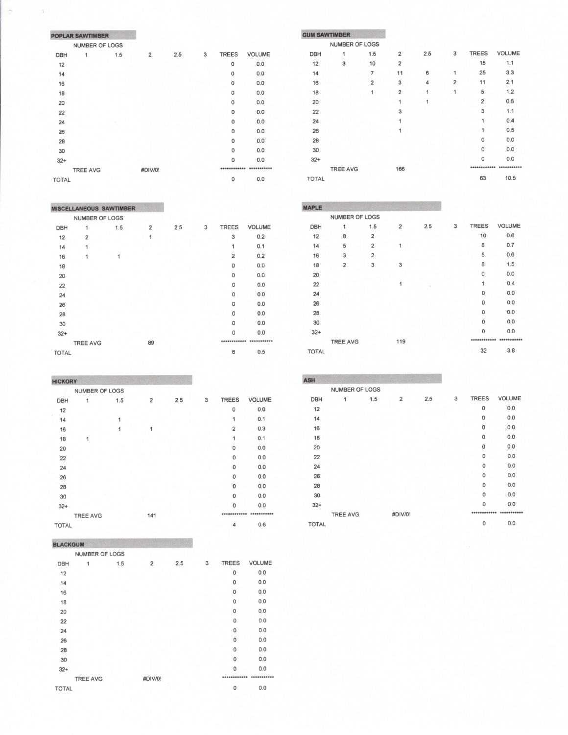## POPLAR SAWTIMBER

| | NUMBER OF LOGS | | | | | | |
|---|---|---|---|---|---|---|---|
| DBH | 1 | 1.5 | 2 | 2.5 | 3 | TREES | VOLUME |
| 12 | | | | | | 0 | 0.0 |
| 14 | | | | | | 0 | 0.0 |
| 16 | | | | | | 0 | 0.0 |
| 18 | | | | | | 0 | 0.0 |
| 20 | | | | | | 0 | 0.0 |
| 22 | | | | | | 0 | 0.0 |
| 24 | | | | | | 0 | 0.0 |
| 26 | | | | | | 0 | 0.0 |
| 28 | | | | | | 0 | 0.0 |
| 30 | | | | | | 0 | 0.0 |
| 32+ | | | | | | 0 | 0.0 |
| | TREE AVG | | #DIV/0! | | | ************ | *********** |
| TOTAL | | | | | | 0 | 0.0 |

## GUM SAWTIMBER

| | NUMBER OF LOGS | | | | | | |
|---|---|---|---|---|---|---|---|
| DBH | 1 | 1.5 | 2 | 2.5 | 3 | TREES | VOLUME |
| 12 | 3 | 10 | 2 | | | 15 | 1.1 |
| 14 | | 7 | 11 | 6 | 1 | 25 | 3.3 |
| 16 | | 2 | 3 | 4 | 2 | 11 | 2.1 |
| 18 | | 1 | 2 | 1 | 1 | 5 | 1.2 |
| 20 | | | 1 | 1 | | 2 | 0.6 |
| 22 | | | 3 | | | 3 | 1.1 |
| 24 | | | 1 | | | 1 | 0.4 |
| 26 | | | 1 | | | 1 | 0.5 |
| 28 | | | | | | 0 | 0.0 |
| 30 | | | | | | 0 | 0.0 |
| 32+ | | | | | | 0 | 0.0 |
| | TREE AVG | | 166 | | | ************ | *********** |
| TOTAL | | | | | | 63 | 10.5 |

## MISCELLANEOUS SAWTIMBER

| | NUMBER OF LOGS | | | | | | |
|---|---|---|---|---|---|---|---|
| DBH | 1 | 1.5 | 2 | 2.5 | 3 | TREES | VOLUME |
| 12 | 2 | | 1 | | | 3 | 0.2 |
| 14 | 1 | | | | | 1 | 0.1 |
| 16 | 1 | 1 | | | | 2 | 0.2 |
| 18 | | | | | | 0 | 0.0 |
| 20 | | | | | | 0 | 0.0 |
| 22 | | | | | | 0 | 0.0 |
| 24 | | | | | | 0 | 0.0 |
| 26 | | | | | | 0 | 0.0 |
| 28 | | | | | | 0 | 0.0 |
| 30 | | | | | | 0 | 0.0 |
| 32+ | | | | | | 0 | 0.0 |
| | TREE AVG | | 89 | | | ************ | *********** |
| TOTAL | | | | | | 6 | 0.5 |

## MAPLE

| | NUMBER OF LOGS | | | | | | |
|---|---|---|---|---|---|---|---|
| DBH | 1 | 1.5 | 2 | 2.5 | 3 | TREES | VOLUME |
| 12 | 8 | 2 | | | | 10 | 0.6 |
| 14 | 5 | 2 | 1 | | | 8 | 0.7 |
| 16 | 3 | 2 | | | | 5 | 0.6 |
| 18 | 2 | 3 | 3 | | | 8 | 1.5 |
| 20 | | | | | | 0 | 0.0 |
| 22 | | | 1 | | | 1 | 0.4 |
| 24 | | | | | | 0 | 0.0 |
| 26 | | | | | | 0 | 0.0 |
| 28 | | | | | | 0 | 0.0 |
| 30 | | | | | | 0 | 0.0 |
| 32+ | | | | | | 0 | 0.0 |
| | TREE AVG | | 119 | | | ************ | *********** |
| TOTAL | | | | | | 32 | 3.8 |

## HICKORY

| | NUMBER OF LOGS | | | | | | |
|---|---|---|---|---|---|---|---|
| DBH | 1 | 1.5 | 2 | 2.5 | 3 | TREES | VOLUME |
| 12 | | | | | | 0 | 0.0 |
| 14 | | 1 | | | | 1 | 0.1 |
| 16 | | 1 | 1 | | | 2 | 0.3 |
| 18 | 1 | | | | | 1 | 0.1 |
| 20 | | | | | | 0 | 0.0 |
| 22 | | | | | | 0 | 0.0 |
| 24 | | | | | | 0 | 0.0 |
| 26 | | | | | | 0 | 0.0 |
| 28 | | | | | | 0 | 0.0 |
| 30 | | | | | | 0 | 0.0 |
| 32+ | | | | | | 0 | 0.0 |
| | TREE AVG | | 141 | | | ************ | *********** |
| TOTAL | | | | | | 4 | 0.6 |

## ASH

| | NUMBER OF LOGS | | | | | | |
|---|---|---|---|---|---|---|---|
| DBH | 1 | 1.5 | 2 | 2.5 | 3 | TREES | VOLUME |
| 12 | | | | | | 0 | 0.0 |
| 14 | | | | | | 0 | 0.0 |
| 16 | | | | | | 0 | 0.0 |
| 18 | | | | | | 0 | 0.0 |
| 20 | | | | | | 0 | 0.0 |
| 22 | | | | | | 0 | 0.0 |
| 24 | | | | | | 0 | 0.0 |
| 26 | | | | | | 0 | 0.0 |
| 28 | | | | | | 0 | 0.0 |
| 30 | | | | | | 0 | 0.0 |
| 32+ | | | | | | 0 | 0.0 |
| | TREE AVG | | #DIV/0! | | | ************ | *********** |
| TOTAL | | | | | | 0 | 0.0 |

## BLACKGUM

| | NUMBER OF LOGS | | | | | | |
|---|---|---|---|---|---|---|---|
| DBH | 1 | 1.5 | 2 | 2.5 | 3 | TREES | VOLUME |
| 12 | | | | | | 0 | 0.0 |
| 14 | | | | | | 0 | 0.0 |
| 16 | | | | | | 0 | 0.0 |
| 18 | | | | | | 0 | 0.0 |
| 20 | | | | | | 0 | 0.0 |
| 22 | | | | | | 0 | 0.0 |
| 24 | | | | | | 0 | 0.0 |
| 26 | | | | | | 0 | 0.0 |
| 28 | | | | | | 0 | 0.0 |
| 30 | | | | | | 0 | 0.0 |
| 32+ | | | | | | 0 | 0.0 |
| | TREE AVG | | #DIV/0! | | | ************ | *********** |
| TOTAL | | | | | | 0 | 0.0 |